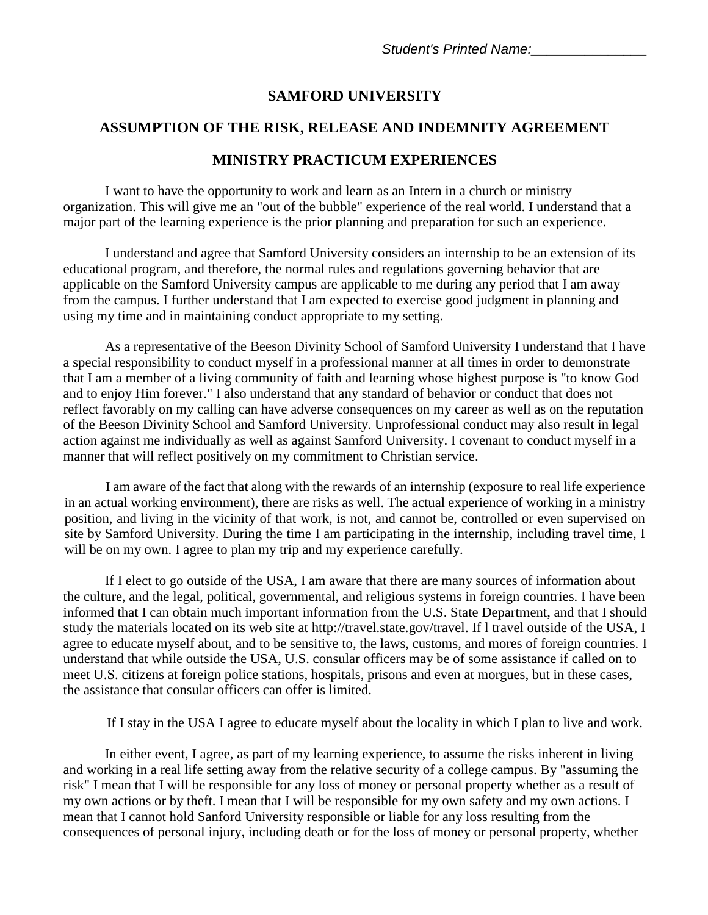*Student's Printed Name:_______________*

# SAMFORD UNIVERSITY

## ASSUMPTION OF THE RISK, RELEASE AND INDEMNITY AGREEMENT

## MINISTRY PRACTICUM EXPERIENCES

I want to have the opportunity to work and learn as an Intern in a church or ministry organization. This will give me an "out of the bubble" experience of the real world. I understand that a major part of the learning experience is the prior planning and preparation for such an experience.

I understand and agree that Samford University considers an internship to be an extension of its educational program, and therefore, the normal rules and regulations governing behavior that are applicable on the Samford University campus are applicable to me during any period that I am away from the campus. I further understand that I am expected to exercise good judgment in planning and using my time and in maintaining conduct appropriate to my setting.

As a representative of the Beeson Divinity School of Samford University I understand that I have a special responsibility to conduct myself in a professional manner at all times in order to demonstrate that I am a member of a living community of faith and learning whose highest purpose is "to know God and to enjoy Him forever." I also understand that any standard of behavior or conduct that does not reflect favorably on my calling can have adverse consequences on my career as well as on the reputation of the Beeson Divinity School and Samford University. Unprofessional conduct may also result in legal action against me individually as well as against Samford University. I covenant to conduct myself in a manner that will reflect positively on my commitment to Christian service.

I am aware of the fact that along with the rewards of an internship (exposure to real life experience in an actual working environment), there are risks as well. The actual experience of working in a ministry position, and living in the vicinity of that work, is not, and cannot be, controlled or even supervised on site by Samford University. During the time I am participating in the internship, including travel time, I will be on my own. I agree to plan my trip and my experience carefully.

If I elect to go outside of the USA, I am aware that there are many sources of information about the culture, and the legal, political, governmental, and religious systems in foreign countries. I have been informed that I can obtain much important information from the U.S. State Department, and that I should study the materials located on its web site at http://travel.state.gov/travel. If l travel outside of the USA, I agree to educate myself about, and to be sensitive to, the laws, customs, and mores of foreign countries. I understand that while outside the USA, U.S. consular officers may be of some assistance if called on to meet U.S. citizens at foreign police stations, hospitals, prisons and even at morgues, but in these cases, the assistance that consular officers can offer is limited.

If I stay in the USA I agree to educate myself about the locality in which I plan to live and work.

In either event, I agree, as part of my learning experience, to assume the risks inherent in living and working in a real life setting away from the relative security of a college campus. By "assuming the risk" I mean that I will be responsible for any loss of money or personal property whether as a result of my own actions or by theft. I mean that I will be responsible for my own safety and my own actions. I mean that I cannot hold Sanford University responsible or liable for any loss resulting from the consequences of personal injury, including death or for the loss of money or personal property, whether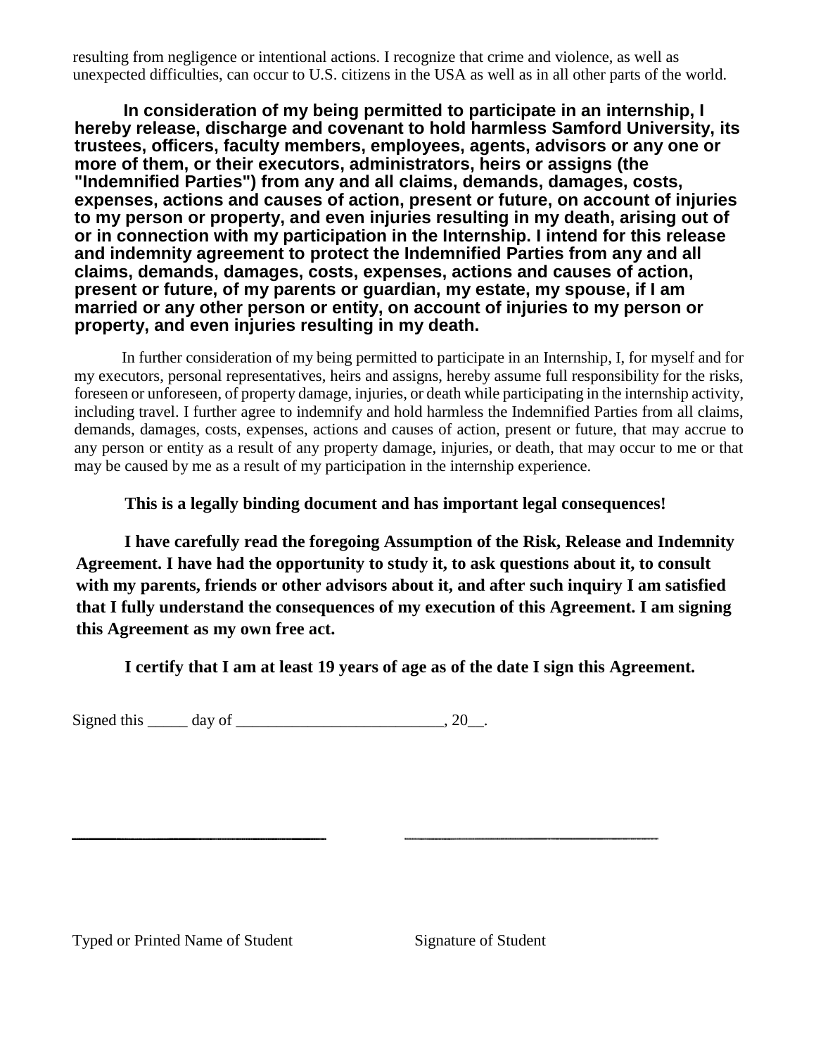resulting from negligence or intentional actions. I recognize that crime and violence, as well as unexpected difficulties, can occur to U.S. citizens in the USA as well as in all other parts of the world.

**In consideration of my being permitted to participate in an internship, I hereby release, discharge and covenant to hold harmless Samford University, its trustees, officers, faculty members, employees, agents, advisors or any one or more of them, or their executors, administrators, heirs or assigns (the "Indemnified Parties") from any and all claims, demands, damages, costs, expenses, actions and causes of action, present or future, on account of injuries to my person or property, and even injuries resulting in my death, arising out of or in connection with my participation in the Internship. I intend for this release and indemnity agreement to protect the Indemnified Parties from any and all claims, demands, damages, costs, expenses, actions and causes of action, present or future, of my parents or guardian, my estate, my spouse, if I am married or any other person or entity, on account of injuries to my person or property, and even injuries resulting in my death.**

In further consideration of my being permitted to participate in an Internship, I, for myself and for my executors, personal representatives, heirs and assigns, hereby assume full responsibility for the risks, foreseen or unforeseen, of property damage, injuries, or death while participating in the internship activity, including travel. I further agree to indemnify and hold harmless the Indemnified Parties from all claims, demands, damages, costs, expenses, actions and causes of action, present or future, that may accrue to any person or entity as a result of any property damage, injuries, or death, that may occur to me or that may be caused by me as a result of my participation in the internship experience.

**This is a legally binding document and has important legal consequences!**

**I have carefully read the foregoing Assumption of the Risk, Release and Indemnity Agreement. I have had the opportunity to study it, to ask questions about it, to consult with my parents, friends or other advisors about it, and after such inquiry I am satisfied that I fully understand the consequences of my execution of this Agreement. I am signing this Agreement as my own free act.**

**I certify that I am at least 19 years of age as of the date I sign this Agreement.**

Signed this _____ day of __________________________, 20__.

________________________________ ________________________________

Typed or Printed Name of Student Signature of Student